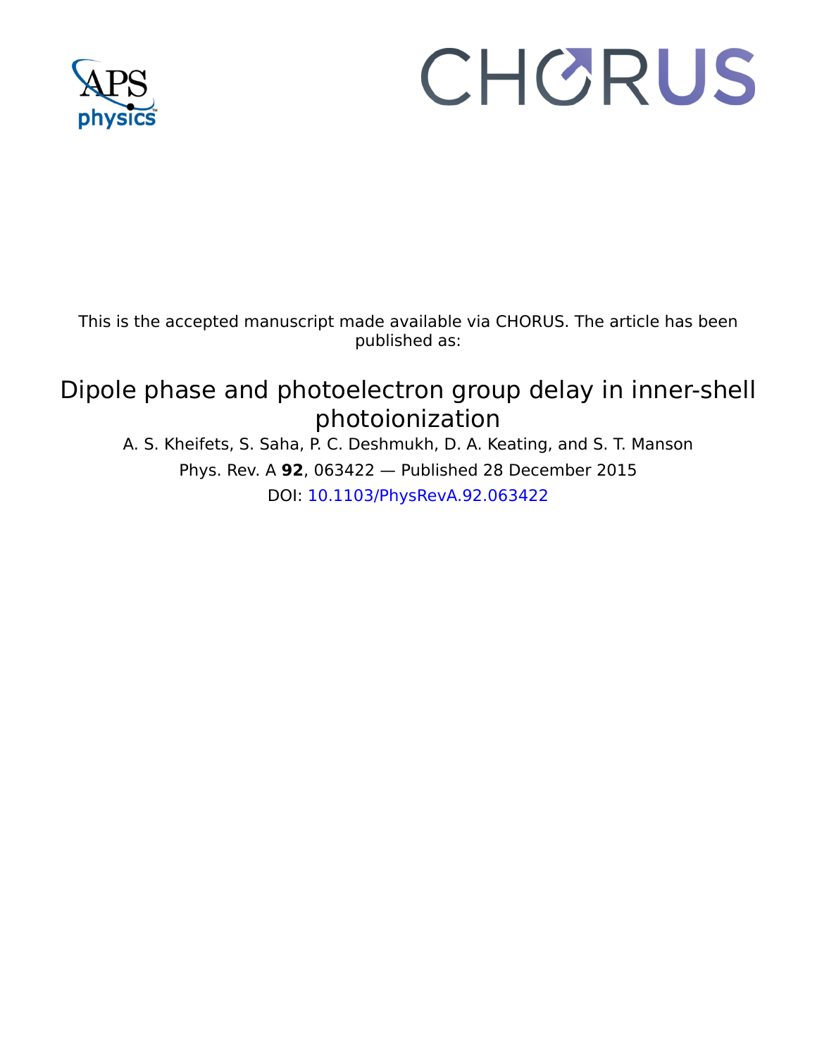This is the accepted manuscript made available via CHORUS. The article has been published as:

# Dipole phase and photoelectron group delay in inner-shell photoionization

A. S. Kheifets, S. Saha, P. C. Deshmukh, D. A. Keating, and S. T. Manson

Phys. Rev. A **92**, 063422 — Published 28 December 2015

DOI: 10.1103/PhysRevA.92.063422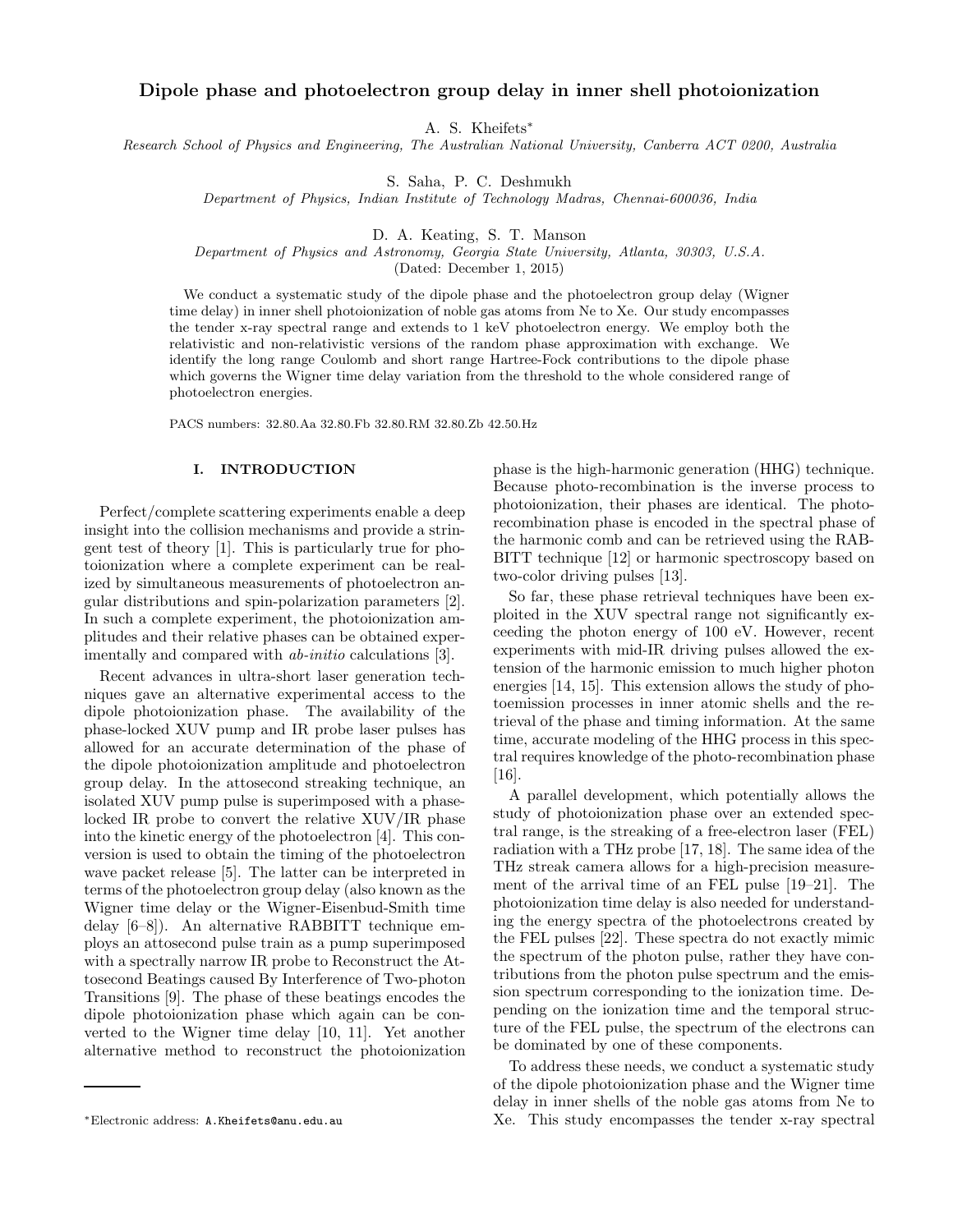# Dipole phase and photoelectron group delay in inner shell photoionization

A. S. Kheifets*

*Research School of Physics and Engineering, The Australian National University, Canberra ACT 0200, Australia*

S. Saha, P. C. Deshmukh

*Department of Physics, Indian Institute of Technology Madras, Chennai-600036, India*

D. A. Keating, S. T. Manson

*Department of Physics and Astronomy, Georgia State University, Atlanta, 30303, U.S.A.*

(Dated: December 1, 2015)

We conduct a systematic study of the dipole phase and the photoelectron group delay (Wigner time delay) in inner shell photoionization of noble gas atoms from Ne to Xe. Our study encompasses the tender x-ray spectral range and extends to 1 keV photoelectron energy. We employ both the relativistic and non-relativistic versions of the random phase approximation with exchange. We identify the long range Coulomb and short range Hartree-Fock contributions to the dipole phase which governs the Wigner time delay variation from the threshold to the whole considered range of photoelectron energies.

PACS numbers: 32.80.Aa 32.80.Fb 32.80.RM 32.80.Zb 42.50.Hz

## I. INTRODUCTION

Perfect/complete scattering experiments enable a deep insight into the collision mechanisms and provide a stringent test of theory [1]. This is particularly true for photoionization where a complete experiment can be realized by simultaneous measurements of photoelectron angular distributions and spin-polarization parameters [2]. In such a complete experiment, the photoionization amplitudes and their relative phases can be obtained experimentally and compared with *ab-initio* calculations [3].

Recent advances in ultra-short laser generation techniques gave an alternative experimental access to the dipole photoionization phase. The availability of the phase-locked XUV pump and IR probe laser pulses has allowed for an accurate determination of the phase of the dipole photoionization amplitude and photoelectron group delay. In the attosecond streaking technique, an isolated XUV pump pulse is superimposed with a phase-locked IR probe to convert the relative XUV/IR phase into the kinetic energy of the photoelectron [4]. This conversion is used to obtain the timing of the photoelectron wave packet release [5]. The latter can be interpreted in terms of the photoelectron group delay (also known as the Wigner time delay or the Wigner-Eisenbud-Smith time delay [6–8]). An alternative RABBITT technique employs an attosecond pulse train as a pump superimposed with a spectrally narrow IR probe to Reconstruct the Attosecond Beatings caused By Interference of Two-photon Transitions [9]. The phase of these beatings encodes the dipole photoionization phase which again can be converted to the Wigner time delay [10, 11]. Yet another alternative method to reconstruct the photoionization phase is the high-harmonic generation (HHG) technique. Because photo-recombination is the inverse process to photoionization, their phases are identical. The photo-recombination phase is encoded in the spectral phase of the harmonic comb and can be retrieved using the RABBITT technique [12] or harmonic spectroscopy based on two-color driving pulses [13].

So far, these phase retrieval techniques have been exploited in the XUV spectral range not significantly exceeding the photon energy of 100 eV. However, recent experiments with mid-IR driving pulses allowed the extension of the harmonic emission to much higher photon energies [14, 15]. This extension allows the study of photoemission processes in inner atomic shells and the retrieval of the phase and timing information. At the same time, accurate modeling of the HHG process in this spectral range requires knowledge of the photo-recombination phase [16].

A parallel development, which potentially allows the study of photoionization phase over an extended spectral range, is the streaking of a free-electron laser (FEL) radiation with a THz probe [17, 18]. The same idea of the THz streak camera allows for a high-precision measurement of the arrival time of an FEL pulse [19–21]. The photoionization time delay is also needed for understanding the energy spectra of the photoelectrons created by the FEL pulses [22]. These spectra do not exactly mimic the spectrum of the photon pulse, rather they have contributions from the photon pulse spectrum and the emission spectrum corresponding to the ionization time. Depending on the ionization time and the temporal structure of the FEL pulse, the spectrum of the electrons can be dominated by one of these components.

To address these needs, we conduct a systematic study of the dipole photoionization phase and the Wigner time delay in inner shells of the noble gas atoms from Ne to Xe. This study encompasses the tender x-ray spectral

*Electronic address: A.Kheifets@anu.edu.au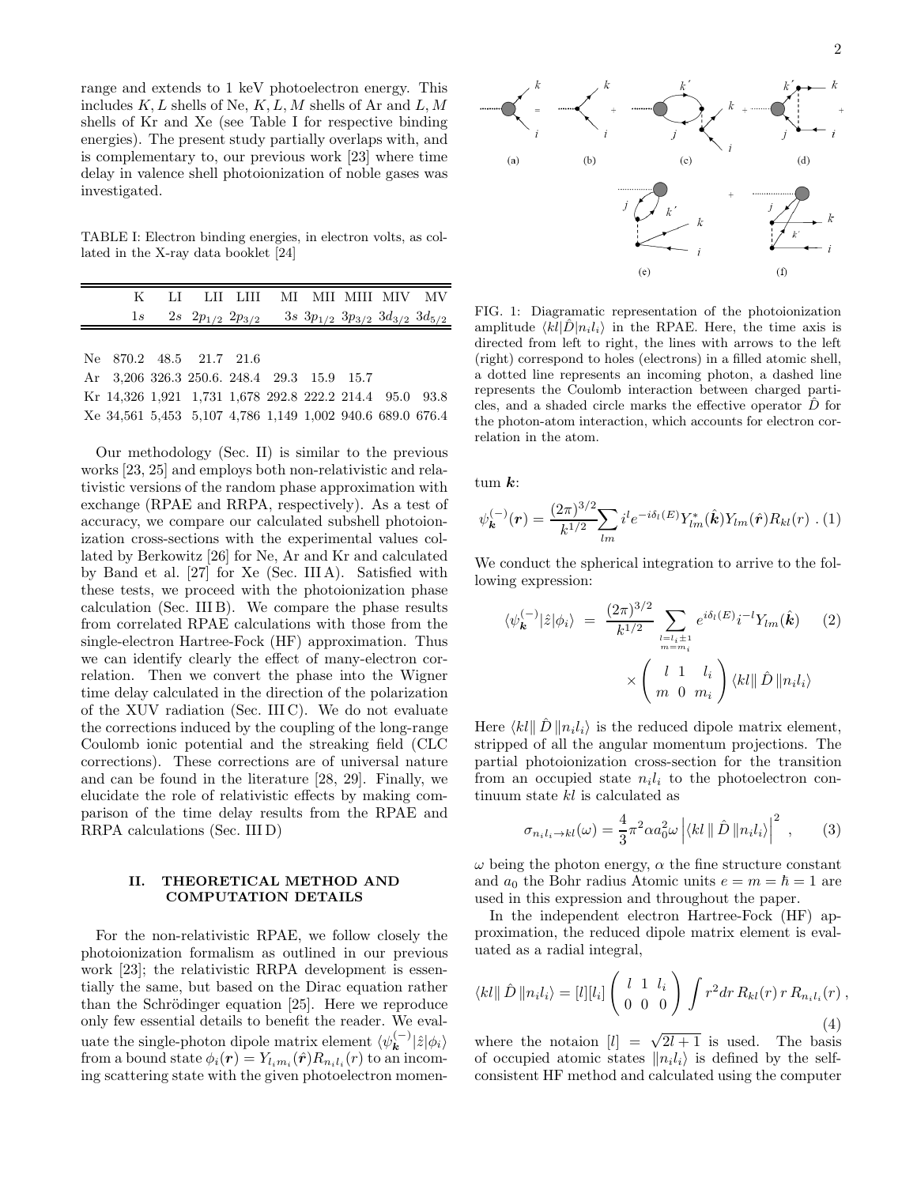range and extends to 1 keV photoelectron energy. This includes $K, L$ shells of Ne, $K, L, M$ shells of Ar and $L, M$ shells of Kr and Xe (see Table I for respective binding energies). The present study partially overlaps with, and is complementary to, our previous work [23] where time delay in valence shell photoionization of noble gases was investigated.

TABLE I: Electron binding energies, in electron volts, as collated in the X-ray data booklet [24]

| | K | LI | LII | LIII | MI | MII | MIII | MIV | MV |
|---|---|---|---|---|---|---|---|---|---|
| | $1s$ | $2s$ | $2p_{1/2}$ | $2p_{3/2}$ | $3s$ | $3p_{1/2}$ | $3p_{3/2}$ | $3d_{3/2}$ | $3d_{5/2}$ |
| Ne | 870.2 | 48.5 | 21.7 | 21.6 | | | | | |
| Ar | 3,206 | 326.3 | 250.6. | 248.4 | 29.3 | 15.9 | 15.7 | | |
| Kr | 14,326 | 1,921 | 1,731 | 1,678 | 292.8 | 222.2 | 214.4 | 95.0 | 93.8 |
| Xe | 34,561 | 5,453 | 5,107 | 4,786 | 1,149 | 1,002 | 940.6 | 689.0 | 676.4 |

Our methodology (Sec. II) is similar to the previous works [23, 25] and employs both non-relativistic and relativistic versions of the random phase approximation with exchange (RPAE and RRPA, respectively). As a test of accuracy, we compare our calculated subshell photoionization cross-sections with the experimental values collated by Berkowitz [26] for Ne, Ar and Kr and calculated by Band et al. [27] for Xe (Sec. III A). Satisfied with these tests, we proceed with the photoionization phase calculation (Sec. III B). We compare the phase results from correlated RPAE calculations with those from the single-electron Hartree-Fock (HF) approximation. Thus we can identify clearly the effect of many-electron correlation. Then we convert the phase into the Wigner time delay calculated in the direction of the polarization of the XUV radiation (Sec. III C). We do not evaluate the corrections induced by the coupling of the long-range Coulomb ionic potential and the streaking field (CLC corrections). These corrections are of universal nature and can be found in the literature [28, 29]. Finally, we elucidate the role of relativistic effects by making comparison of the time delay results from the RPAE and RRPA calculations (Sec. III D)

## II. THEORETICAL METHOD AND COMPUTATION DETAILS

For the non-relativistic RPAE, we follow closely the photoionization formalism as outlined in our previous work [23]; the relativistic RRPA development is essentially the same, but based on the Dirac equation rather than the Schrödinger equation [25]. Here we reproduce only few essential details to benefit the reader. We evaluate the single-photon dipole matrix element $\langle\psi^{(-)}_{\boldsymbol{k}}|\hat{z}|\phi_i\rangle$ from a bound state $\phi_i(\boldsymbol{r}) = Y_{l_i m_i}(\hat{\boldsymbol{r}})R_{n_i l_i}(r)$ to an incoming scattering state with the given photoelectron momentum $\boldsymbol{k}$:

FIG. 1: Diagramatic representation of the photoionization amplitude $\langle kl|\hat{D}|n_i l_i\rangle$ in the RPAE. Here, the time axis is directed from left to right, the lines with arrows to the left (right) correspond to holes (electrons) in a filled atomic shell, a dotted line represents an incoming photon, a dashed line represents the Coulomb interaction between charged particles, and a shaded circle marks the effective operator $\hat{D}$ for the photon-atom interaction, which accounts for electron correlation in the atom.

$$\psi^{(-)}_{\boldsymbol{k}}(\boldsymbol{r}) = \frac{(2\pi)^{3/2}}{k^{1/2}}\sum_{lm} i^l e^{-i\delta_l(E)} Y^*_{lm}(\hat{\boldsymbol{k}})Y_{lm}(\hat{\boldsymbol{r}})R_{kl}(r)\ . \quad (1)$$

We conduct the spherical integration to arrive to the following expression:

$$\langle\psi^{(-)}_{\boldsymbol{k}}|\hat{z}|\phi_i\rangle = \frac{(2\pi)^{3/2}}{k^{1/2}} \sum_{\substack{l=l_i\pm1 \\ m=m_i}} e^{i\delta_l(E)} i^{-l} Y_{lm}(\hat{\boldsymbol{k}}) \times \begin{pmatrix} l & 1 & l_i \\ m & 0 & m_i \end{pmatrix} \langle kl\|\,\hat{D}\,\|n_i l_i\rangle \quad (2)$$

Here $\langle kl\|\,\hat{D}\,\|n_i l_i\rangle$ is the reduced dipole matrix element, stripped of all the angular momentum projections. The partial photoionization cross-section for the transition from an occupied state $n_i l_i$ to the photoelectron continuum state $kl$ is calculated as

$$\sigma_{n_i l_i\to kl}(\omega) = \frac{4}{3}\pi^2\alpha a_0^2\omega\left|\langle kl\,\|\,\hat{D}\,\|n_i l_i\rangle\right|^2\ , \quad (3)$$

$\omega$ being the photon energy, $\alpha$ the fine structure constant and $a_0$ the Bohr radius Atomic units $e = m = \hbar = 1$ are used in this expression and throughout the paper.

In the independent electron Hartree-Fock (HF) approximation, the reduced dipole matrix element is evaluated as a radial integral,

$$\langle kl\|\,\hat{D}\,\|n_i l_i\rangle = [l][l_i]\begin{pmatrix} l & 1 & l_i \\ 0 & 0 & 0 \end{pmatrix}\int r^2 dr\, R_{kl}(r)\, r\, R_{n_i l_i}(r)\ , \quad (4)$$

where the notaion $[l] = \sqrt{2l+1}$ is used. The basis of occupied atomic states $\|n_i l_i\rangle$ is defined by the self-consistent HF method and calculated using the computer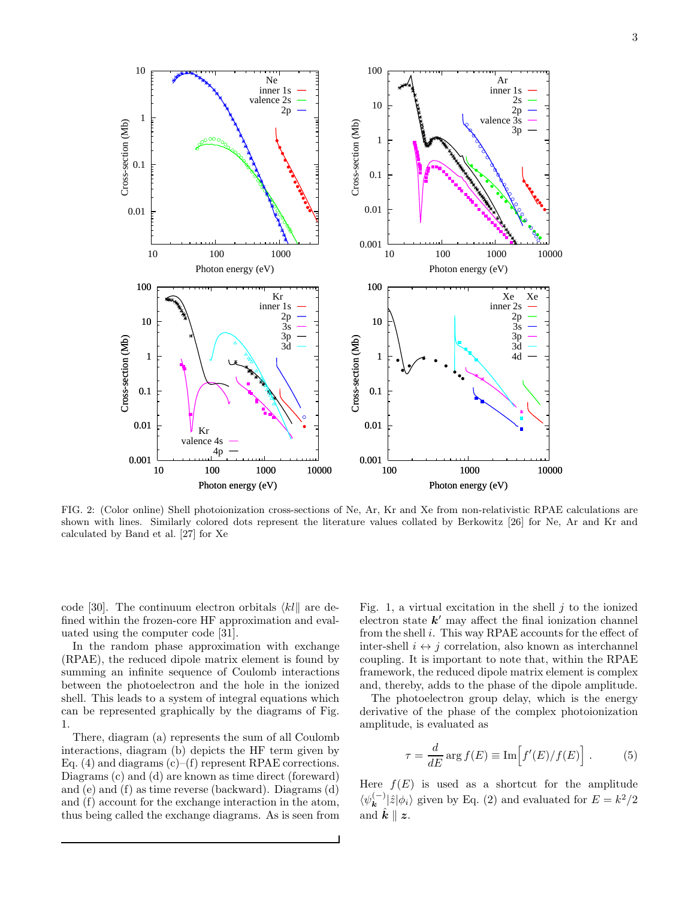FIG. 2: (Color online) Shell photoionization cross-sections of Ne, Ar, Kr and Xe from non-relativistic RPAE calculations are shown with lines. Similarly colored dots represent the literature values collated by Berkowitz [26] for Ne, Ar and Kr and calculated by Band et al. [27] for Xe

code [30]. The continuum electron orbitals $\langle kl\|$ are defined within the frozen-core HF approximation and evaluated using the computer code [31].

In the random phase approximation with exchange (RPAE), the reduced dipole matrix element is found by summing an infinite sequence of Coulomb interactions between the photoelectron and the hole in the ionized shell. This leads to a system of integral equations which can be represented graphically by the diagrams of Fig. 1.

There, diagram (a) represents the sum of all Coulomb interactions, diagram (b) depicts the HF term given by Eq. (4) and diagrams (c)–(f) represent RPAE corrections. Diagrams (c) and (d) are known as time direct (foreward) and (e) and (f) as time reverse (backward). Diagrams (d) and (f) account for the exchange interaction in the atom, thus being called the exchange diagrams. As is seen from Fig. 1, a virtual excitation in the shell $j$ to the ionized electron state $\boldsymbol{k}'$ may affect the final ionization channel from the shell $i$. This way RPAE accounts for the effect of inter-shell $i \leftrightarrow j$ correlation, also known as interchannel coupling. It is important to note that, within the RPAE framework, the reduced dipole matrix element is complex and, thereby, adds to the phase of the dipole amplitude.

The photoelectron group delay, which is the energy derivative of the phase of the complex photoionization amplitude, is evaluated as

$$\tau = \frac{d}{dE} \arg f(E) \equiv \mathrm{Im}\Big[ f'(E)/f(E) \Big] \, . \qquad (5)$$

Here $f(E)$ is used as a shortcut for the amplitude $\langle \psi^{(-)}_{\boldsymbol{k}} | \hat{z} | \phi_i \rangle$ given by Eq. (2) and evaluated for $E = k^2/2$ and $\hat{\boldsymbol{k}} \parallel \boldsymbol{z}$.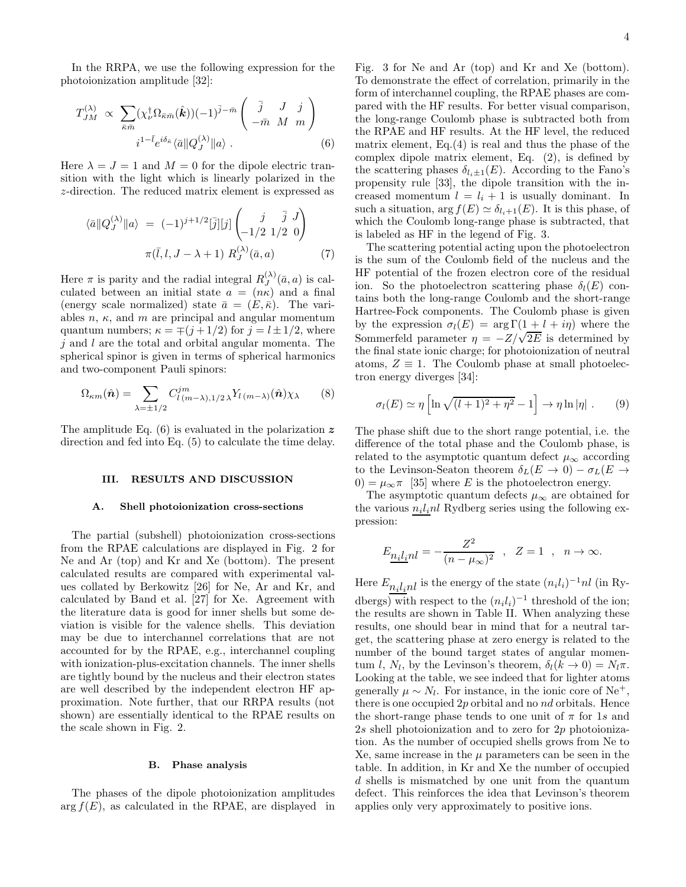In the RRPA, we use the following expression for the photoionization amplitude [32]:

$$
T_{JM}^{(\lambda)} \propto \sum_{\bar{\kappa}\bar{m}} (\chi_\nu^\dagger \Omega_{\bar{\kappa}\bar{m}}(\hat{\boldsymbol{k}}))(-1)^{\bar{j}-\bar{m}} \begin{pmatrix} \bar{j} & J & j \\ -\bar{m} & M & m \end{pmatrix} i^{1-\bar{l}} e^{i\delta_{\bar{\kappa}}} \langle \bar{a} \| Q_J^{(\lambda)} \| a \rangle \ . \tag{6}
$$

Here $\lambda = J = 1$ and $M = 0$ for the dipole electric transition with the light which is linearly polarized in the $z$-direction. The reduced matrix element is expressed as

$$
\langle \bar{a} \| Q_J^{(\lambda)} \| a \rangle = (-1)^{j+1/2} [\bar{j}][j] \begin{pmatrix} j & \bar{j} & J \\ -1/2 & 1/2 & 0 \end{pmatrix} \pi(\bar{l}, l, J - \lambda + 1) \ R_J^{(\lambda)}(\bar{a}, a) \tag{7}
$$

Here $\pi$ is parity and the radial integral $R_J^{(\lambda)}(\bar{a}, a)$ is calculated between an initial state $a = (n\kappa)$ and a final (energy scale normalized) state $\bar{a} = (E, \bar{\kappa})$. The variables $n$, $\kappa$, and $m$ are principal and angular momentum quantum numbers; $\kappa = \mp(j + 1/2)$ for $j = l \pm 1/2$, where $j$ and $l$ are the total and orbital angular momenta. The spherical spinor is given in terms of spherical harmonics and two-component Pauli spinors:

$$
\Omega_{\kappa m}(\hat{\boldsymbol{n}}) = \sum_{\lambda = \pm 1/2} C_{l\,(m-\lambda), 1/2\,\lambda}^{jm} Y_{l\,(m-\lambda)}(\hat{\boldsymbol{n}}) \chi_\lambda \tag{8}
$$

The amplitude Eq. (6) is evaluated in the polarization $\boldsymbol{z}$ direction and fed into Eq. (5) to calculate the time delay.

## III. RESULTS AND DISCUSSION

### A. Shell photoionization cross-sections

The partial (subshell) photoionization cross-sections from the RPAE calculations are displayed in Fig. 2 for Ne and Ar (top) and Kr and Xe (bottom). The present calculated results are compared with experimental values collated by Berkowitz [26] for Ne, Ar and Kr, and calculated by Band et al. [27] for Xe. Agreement with the literature data is good for inner shells but some deviation is visible for the valence shells. This deviation may be due to interchannel correlations that are not accounted for by the RPAE, e.g., interchannel coupling with ionization-plus-excitation channels. The inner shells are tightly bound by the nucleus and their electron states are well described by the independent electron HF approximation. Note further, that our RRPA results (not shown) are essentially identical to the RPAE results on the scale shown in Fig. 2.

### B. Phase analysis

The phases of the dipole photoionization amplitudes $\arg f(E)$, as calculated in the RPAE, are displayed in Fig. 3 for Ne and Ar (top) and Kr and Xe (bottom). To demonstrate the effect of correlation, primarily in the form of interchannel coupling, the RPAE phases are compared with the HF results. For better visual comparison, the long-range Coulomb phase is subtracted both from the RPAE and HF results. At the HF level, the reduced matrix element, Eq.(4) is real and thus the phase of the complex dipole matrix element, Eq. (2), is defined by the scattering phases $\delta_{l_i \pm 1}(E)$. According to the Fano's propensity rule [33], the dipole transition with the increased momentum $l = l_i + 1$ is usually dominant. In such a situation, $\arg f(E) \simeq \delta_{l_i+1}(E)$. It is this phase, of which the Coulomb long-range phase is subtracted, that is labeled as HF in the legend of Fig. 3.

The scattering potential acting upon the photoelectron is the sum of the Coulomb field of the nucleus and the HF potential of the frozen electron core of the residual ion. So the photoelectron scattering phase $\delta_l(E)$ contains both the long-range Coulomb and the short-range Hartree-Fock components. The Coulomb phase is given by the expression $\sigma_l(E) = \arg\Gamma(1 + l + i\eta)$ where the Sommerfeld parameter $\eta = -Z/\sqrt{2E}$ is determined by the final state ionic charge; for photoionization of neutral atoms, $Z \equiv 1$. The Coulomb phase at small photoelectron energy diverges [34]:

$$
\sigma_l(E) \simeq \eta \left[ \ln \sqrt{(l+1)^2 + \eta^2} - 1 \right] \to \eta \ln |\eta| \ . \tag{9}
$$

The phase shift due to the short range potential, i.e. the difference of the total phase and the Coulomb phase, is related to the asymptotic quantum defect $\mu_\infty$ according to the Levinson-Seaton theorem $\delta_L(E \to 0) - \sigma_L(E \to 0) = \mu_\infty \pi$ [35] where $E$ is the photoelectron energy.

The asymptotic quantum defects $\mu_\infty$ are obtained for the various $\underline{n_i l_i} nl$ Rydberg series using the following expression:

$$
E_{\underline{n_i l_i} nl} = -\frac{Z^2}{(n - \mu_\infty)^2} \quad , \quad Z = 1 \quad , \quad n \to \infty.
$$

Here $E_{\underline{n_i l_i} nl}$ is the energy of the state $(n_i l_i)^{-1} nl$ (in Rydbergs) with respect to the $(n_i l_i)^{-1}$ threshold of the ion; the results are shown in Table II. When analyzing these results, one should bear in mind that for a neutral target, the scattering phase at zero energy is related to the number of the bound target states of angular momentum $l$, $N_l$, by the Levinson's theorem, $\delta_l(k \to 0) = N_l \pi$. Looking at the table, we see indeed that for lighter atoms generally $\mu \sim N_l$. For instance, in the ionic core of $Ne^+$, there is one occupied $2p$ orbital and no $nd$ orbitals. Hence the short-range phase tends to one unit of $\pi$ for $1s$ and $2s$ shell photoionization and to zero for $2p$ photoionization. As the number of occupied shells grows from Ne to Xe, same increase in the $\mu$ parameters can be seen in the table. In addition, in Kr and Xe the number of occupied $d$ shells is mismatched by one unit from the quantum defect. This reinforces the idea that Levinson's theorem applies only very approximately to positive ions.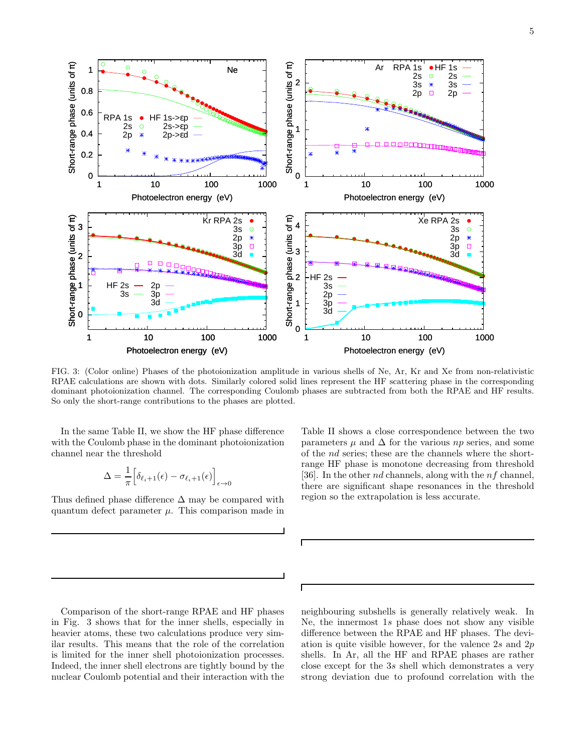FIG. 3: (Color online) Phases of the photoionization amplitude in various shells of Ne, Ar, Kr and Xe from non-relativistic RPAE calculations are shown with dots. Similarly colored solid lines represent the HF scattering phase in the corresponding dominant photoionization channel. The corresponding Coulomb phases are subtracted from both the RPAE and HF results. So only the short-range contributions to the phases are plotted.

In the same Table II, we show the HF phase difference with the Coulomb phase in the dominant photoionization channel near the threshold

$$\Delta = \frac{1}{\pi}\Big[\delta_{\ell_i+1}(\epsilon) - \sigma_{\ell_i+1}(\epsilon)\Big]_{\epsilon\to 0}$$

Thus defined phase difference $\Delta$ may be compared with quantum defect parameter $\mu$. This comparison made in Table II shows a close correspondence between the two parameters $\mu$ and $\Delta$ for the various $np$ series, and some of the $nd$ series; these are the channels where the short-range HF phase is monotone decreasing from threshold [36]. In the other $nd$ channels, along with the $nf$ channel, there are significant shape resonances in the threshold region so the extrapolation is less accurate.

Comparison of the short-range RPAE and HF phases in Fig. 3 shows that for the inner shells, especially in heavier atoms, these two calculations produce very similar results. This means that the role of the correlation is limited for the inner shell photoionization processes. Indeed, the inner shell electrons are tightly bound by the nuclear Coulomb potential and their interaction with the neighbouring subshells is generally relatively weak. In Ne, the innermost $1s$ phase does not show any visible difference between the RPAE and HF phases. The deviation is quite visible however, for the valence $2s$ and $2p$ shells. In Ar, all the HF and RPAE phases are rather close except for the $3s$ shell which demonstrates a very strong deviation due to profound correlation with the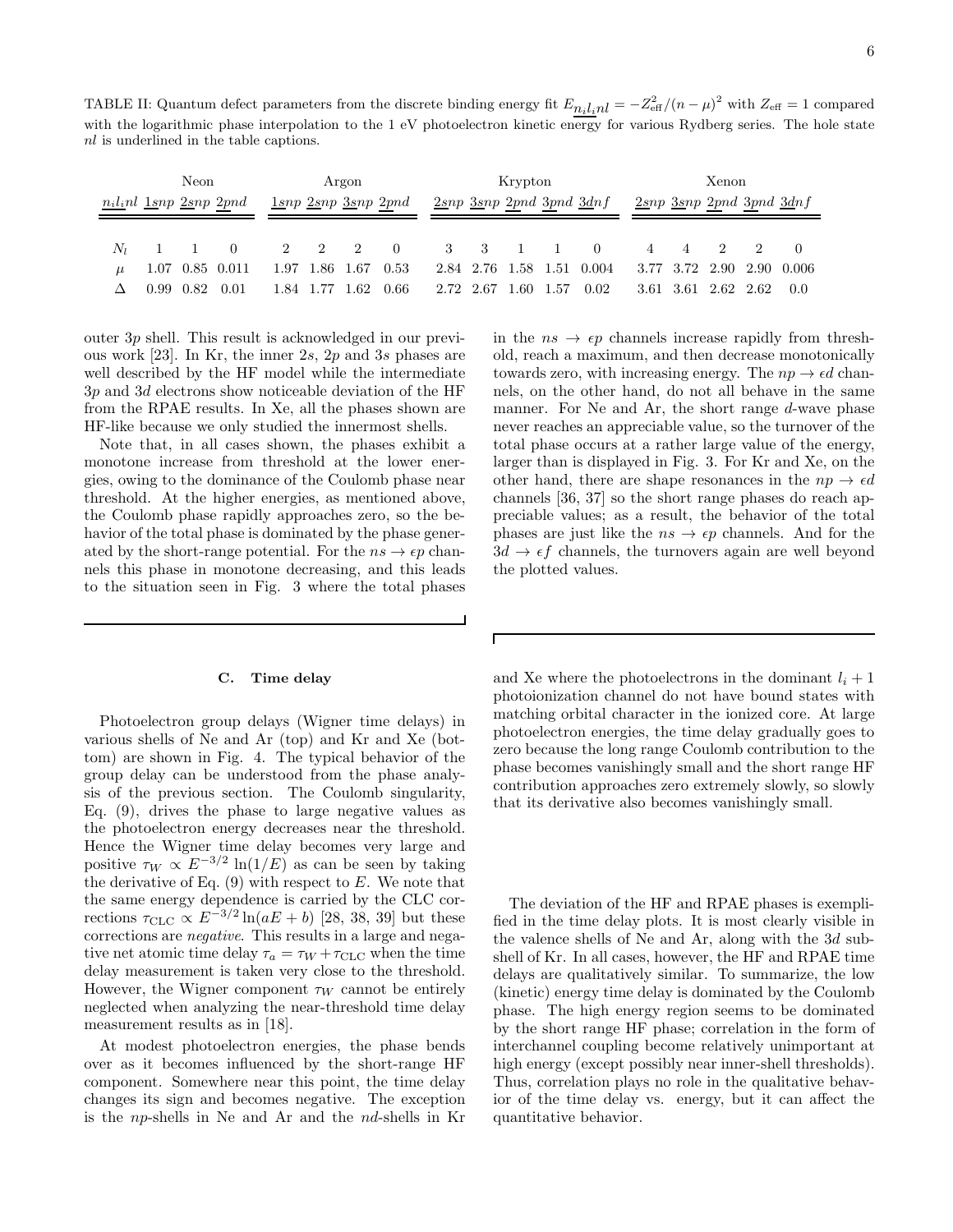TABLE II: Quantum defect parameters from the discrete binding energy fit $E_{\underline{n_il_i}nl} = -Z_{\rm eff}^2/(n-\mu)^2$ with $Z_{\rm eff}=1$ compared with the logarithmic phase interpolation to the 1 eV photoelectron kinetic energy for various Rydberg series. The hole state $nl$ is underlined in the table captions.

| | Neon | | | Argon | | | | Krypton | | | | | Xenon | | | | |
|---|---|---|---|---|---|---|---|---|---|---|---|---|---|---|---|---|---|
| $\underline{n_il_i}nl$ | $\underline{1s}np$ | $\underline{2s}np$ | $\underline{2p}nd$ | $\underline{1s}np$ | $\underline{2s}np$ | $\underline{3s}np$ | $\underline{2p}nd$ | $\underline{2s}np$ | $\underline{3s}np$ | $\underline{2p}nd$ | $\underline{3p}nd$ | $\underline{3d}nf$ | $\underline{2s}np$ | $\underline{3s}np$ | $\underline{2p}nd$ | $\underline{3p}nd$ | $\underline{3d}nf$ |
| $N_l$ | 1 | 1 | 0 | 2 | 2 | 2 | 0 | 3 | 3 | 1 | 1 | 0 | 4 | 4 | 2 | 2 | 0 |
| $\mu$ | 1.07 | 0.85 | 0.011 | 1.97 | 1.86 | 1.67 | 0.53 | 2.84 | 2.76 | 1.58 | 1.51 | 0.004 | 3.77 | 3.72 | 2.90 | 2.90 | 0.006 |
| $\Delta$ | 0.99 | 0.82 | 0.01 | 1.84 | 1.77 | 1.62 | 0.66 | 2.72 | 2.67 | 1.60 | 1.57 | 0.02 | 3.61 | 3.61 | 2.62 | 2.62 | 0.0 |

outer $3p$ shell. This result is acknowledged in our previous work [23]. In Kr, the inner $2s$, $2p$ and $3s$ phases are well described by the HF model while the intermediate $3p$ and $3d$ electrons show noticeable deviation of the HF from the RPAE results. In Xe, all the phases shown are HF-like because we only studied the innermost shells.

Note that, in all cases shown, the phases exhibit a monotone increase from threshold at the lower energies, owing to the dominance of the Coulomb phase near threshold. At the higher energies, as mentioned above, the Coulomb phase rapidly approaches zero, so the behavior of the total phase is dominated by the phase generated by the short-range potential. For the $ns \to \epsilon p$ channels this phase in monotone decreasing, and this leads to the situation seen in Fig. 3 where the total phases in the $ns \to \epsilon p$ channels increase rapidly from threshold, reach a maximum, and then decrease monotonically towards zero, with increasing energy. The $np \to \epsilon d$ channels, on the other hand, do not all behave in the same manner. For Ne and Ar, the short range $d$-wave phase never reaches an appreciable value, so the turnover of the total phase occurs at a rather large value of the energy, larger than is displayed in Fig. 3. For Kr and Xe, on the other hand, there are shape resonances in the $np \to \epsilon d$ channels [36, 37] so the short range phases do reach appreciable values; as a result, the behavior of the total phases are just like the $ns \to \epsilon p$ channels. And for the $3d \to \epsilon f$ channels, the turnovers again are well beyond the plotted values.

### C. Time delay

Photoelectron group delays (Wigner time delays) in various shells of Ne and Ar (top) and Kr and Xe (bottom) are shown in Fig. 4. The typical behavior of the group delay can be understood from the phase analysis of the previous section. The Coulomb singularity, Eq. (9), drives the phase to large negative values as the photoelectron energy decreases near the threshold. Hence the Wigner time delay becomes very large and positive $\tau_W \propto E^{-3/2}\ln(1/E)$ as can be seen by taking the derivative of Eq. (9) with respect to $E$. We note that the same energy dependence is carried by the CLC corrections $\tau_{\rm CLC} \propto E^{-3/2}\ln(aE+b)$ [28, 38, 39] but these corrections are *negative*. This results in a large and negative net atomic time delay $\tau_a = \tau_W + \tau_{\rm CLC}$ when the time delay measurement is taken very close to the threshold. However, the Wigner component $\tau_W$ cannot be entirely neglected when analyzing the near-threshold time delay measurement results as in [18].

At modest photoelectron energies, the phase bends over as it becomes influenced by the short-range HF component. Somewhere near this point, the time delay changes its sign and becomes negative. The exception is the $np$-shells in Ne and Ar and the $nd$-shells in Kr and Xe where the photoelectrons in the dominant $l_i+1$ photoionization channel do not have bound states with matching orbital character in the ionized core. At large photoelectron energies, the time delay gradually goes to zero because the long range Coulomb contribution to the phase becomes vanishingly small and the short range HF contribution approaches zero extremely slowly, so slowly that its derivative also becomes vanishingly small.

The deviation of the HF and RPAE phases is exemplified in the time delay plots. It is most clearly visible in the valence shells of Ne and Ar, along with the $3d$ subshell of Kr. In all cases, however, the HF and RPAE time delays are qualitatively similar. To summarize, the low (kinetic) energy time delay is dominated by the Coulomb phase. The high energy region seems to be dominated by the short range HF phase; correlation in the form of interchannel coupling become relatively unimportant at high energy (except possibly near inner-shell thresholds). Thus, correlation plays no role in the qualitative behavior of the time delay vs. energy, but it can affect the quantitative behavior.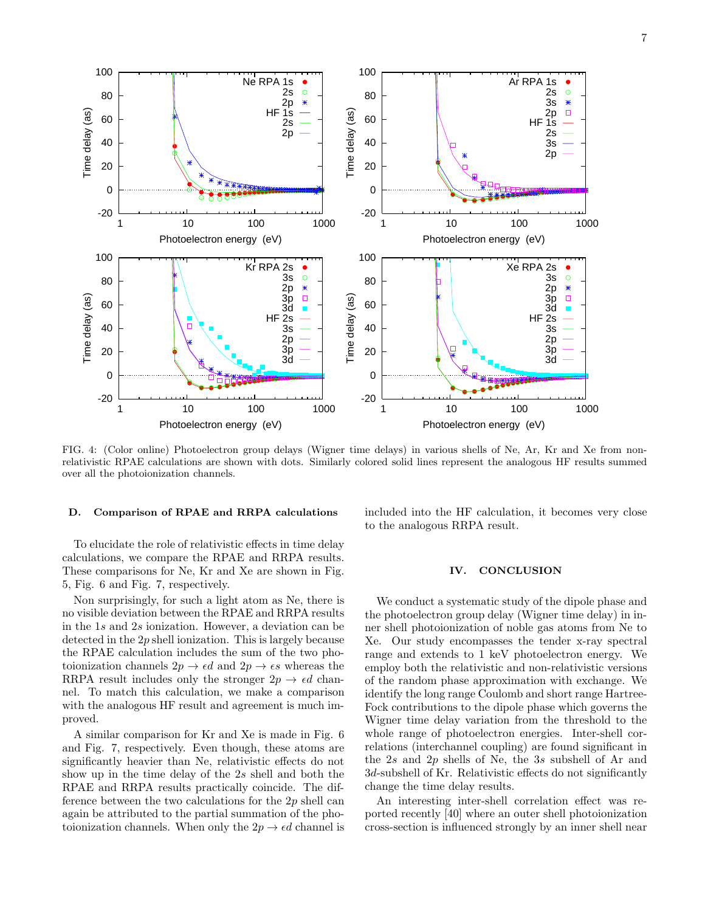FIG. 4: (Color online) Photoelectron group delays (Wigner time delays) in various shells of Ne, Ar, Kr and Xe from non-relativistic RPAE calculations are shown with dots. Similarly colored solid lines represent the analogous HF results summed over all the photoionization channels.

### D. Comparison of RPAE and RRPA calculations

To elucidate the role of relativistic effects in time delay calculations, we compare the RPAE and RRPA results. These comparisons for Ne, Kr and Xe are shown in Fig. 5, Fig. 6 and Fig. 7, respectively.

Non surprisingly, for such a light atom as Ne, there is no visible deviation between the RPAE and RRPA results in the $1s$ and $2s$ ionization. However, a deviation can be detected in the $2p$ shell ionization. This is largely because the RPAE calculation includes the sum of the two photoionization channels $2p \to \epsilon d$ and $2p \to \epsilon s$ whereas the RRPA result includes only the stronger $2p \to \epsilon d$ channel. To match this calculation, we make a comparison with the analogous HF result and agreement is much improved.

A similar comparison for Kr and Xe is made in Fig. 6 and Fig. 7, respectively. Even though, these atoms are significantly heavier than Ne, relativistic effects do not show up in the time delay of the $2s$ shell and both the RPAE and RRPA results practically coincide. The difference between the two calculations for the $2p$ shell can again be attributed to the partial summation of the photoionization channels. When only the $2p \to \epsilon d$ channel is included into the HF calculation, it becomes very close to the analogous RRPA result.

## IV. CONCLUSION

We conduct a systematic study of the dipole phase and the photoelectron group delay (Wigner time delay) in inner shell photoionization of noble gas atoms from Ne to Xe. Our study encompasses the tender x-ray spectral range and extends to 1 keV photoelectron energy. We employ both the relativistic and non-relativistic versions of the random phase approximation with exchange. We identify the long range Coulomb and short range Hartree-Fock contributions to the dipole phase which governs the Wigner time delay variation from the threshold to the whole range of photoelectron energies. Inter-shell correlations (interchannel coupling) are found significant in the $2s$ and $2p$ shells of Ne, the $3s$ subshell of Ar and $3d$-subshell of Kr. Relativistic effects do not significantly change the time delay results.

An interesting inter-shell correlation effect was reported recently [40] where an outer shell photoionization cross-section is influenced strongly by an inner shell near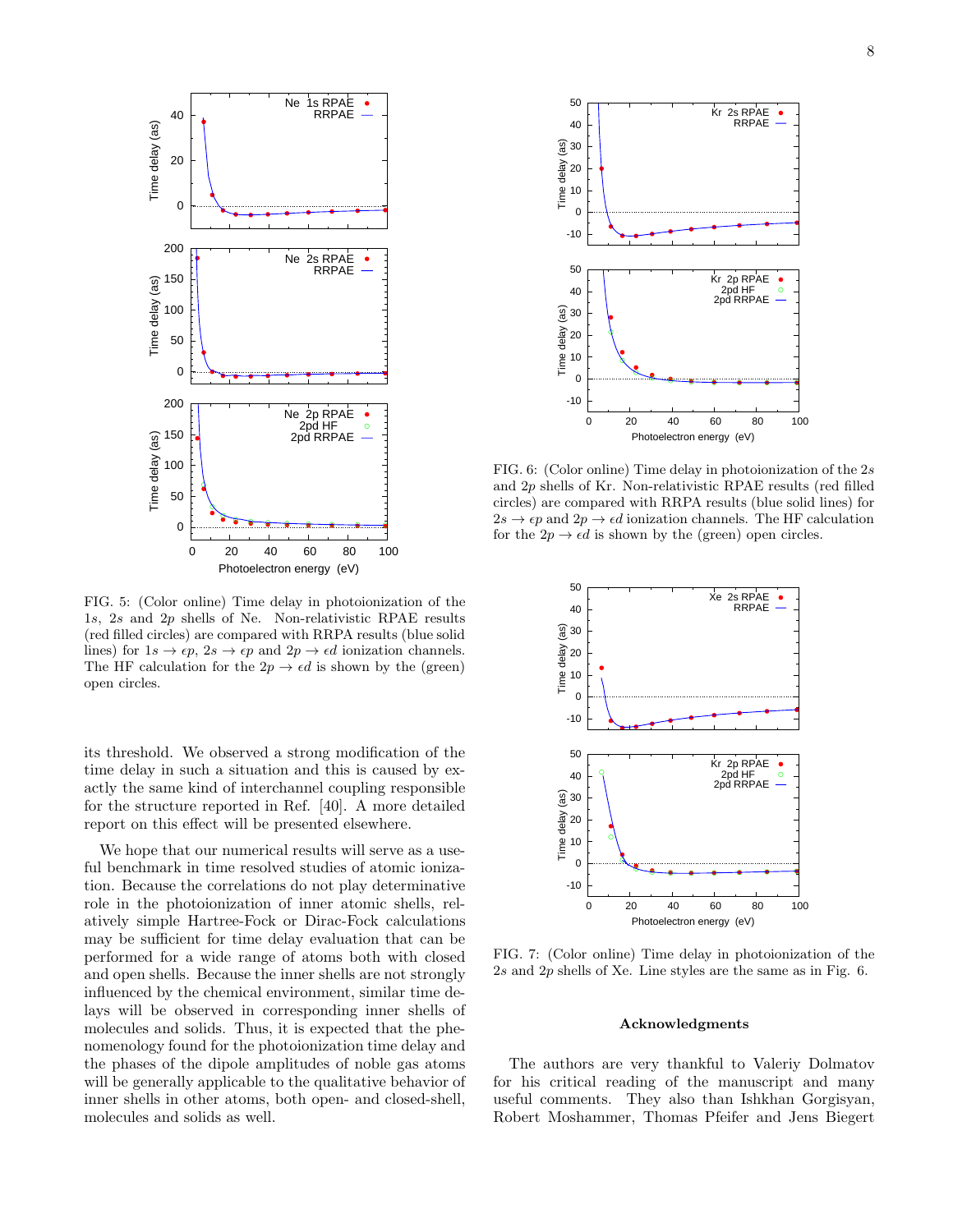FIG. 5: (Color online) Time delay in photoionization of the $1s$, $2s$ and $2p$ shells of Ne. Non-relativistic RPAE results (red filled circles) are compared with RRPA results (blue solid lines) for $1s \to \epsilon p$, $2s \to \epsilon p$ and $2p \to \epsilon d$ ionization channels. The HF calculation for the $2p \to \epsilon d$ is shown by the (green) open circles.

its threshold. We observed a strong modification of the time delay in such a situation and this is caused by exactly the same kind of interchannel coupling responsible for the structure reported in Ref. [40]. A more detailed report on this effect will be presented elsewhere.

We hope that our numerical results will serve as a useful benchmark in time resolved studies of atomic ionization. Because the correlations do not play determinative role in the photoionization of inner atomic shells, relatively simple Hartree-Fock or Dirac-Fock calculations may be sufficient for time delay evaluation that can be performed for a wide range of atoms both with closed and open shells. Because the inner shells are not strongly influenced by the chemical environment, similar time delays will be observed in corresponding inner shells of molecules and solids. Thus, it is expected that the phenomenology found for the photoionization time delay and the phases of the dipole amplitudes of noble gas atoms will be generally applicable to the qualitative behavior of inner shells in other atoms, both open- and closed-shell, molecules and solids as well.

FIG. 6: (Color online) Time delay in photoionization of the $2s$ and $2p$ shells of Kr. Non-relativistic RPAE results (red filled circles) are compared with RRPA results (blue solid lines) for $2s \to \epsilon p$ and $2p \to \epsilon d$ ionization channels. The HF calculation for the $2p \to \epsilon d$ is shown by the (green) open circles.

FIG. 7: (Color online) Time delay in photoionization of the $2s$ and $2p$ shells of Xe. Line styles are the same as in Fig. 6.

**Acknowledgments**

The authors are very thankful to Valeriy Dolmatov for his critical reading of the manuscript and many useful comments. They also than Ishkhan Gorgisyan, Robert Moshammer, Thomas Pfeifer and Jens Biegert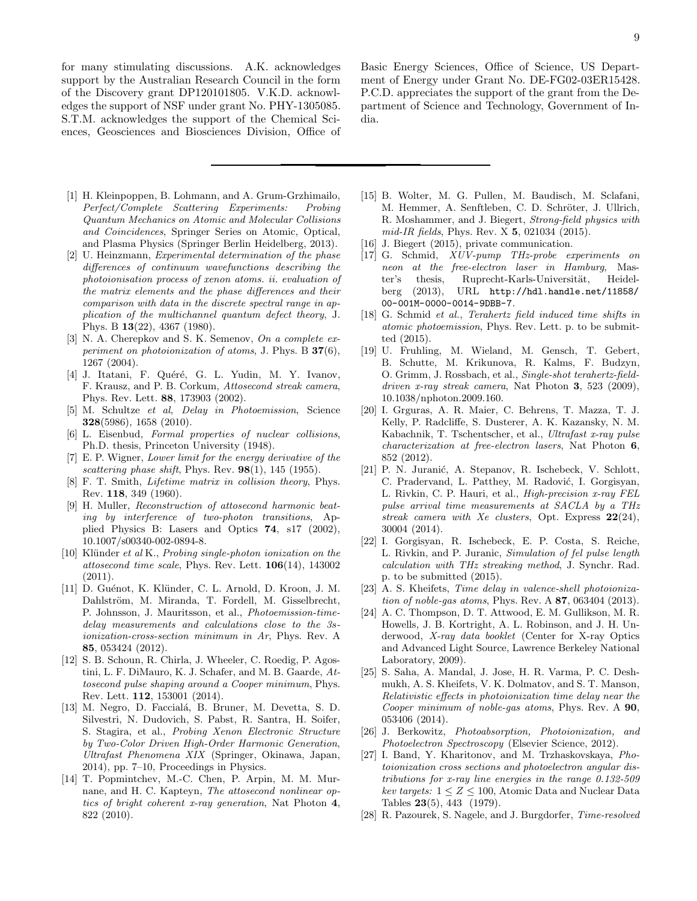for many stimulating discussions. A.K. acknowledges support by the Australian Research Council in the form of the Discovery grant DP120101805. V.K.D. acknowledges the support of NSF under grant No. PHY-1305085. S.T.M. acknowledges the support of the Chemical Sciences, Geosciences and Biosciences Division, Office of Basic Energy Sciences, Office of Science, US Department of Energy under Grant No. DE-FG02-03ER15428. P.C.D. appreciates the support of the grant from the Department of Science and Technology, Government of India.

---

[1] H. Kleinpoppen, B. Lohmann, and A. Grum-Grzhimailo, *Perfect/Complete Scattering Experiments: Probing Quantum Mechanics on Atomic and Molecular Collisions and Coincidences*, Springer Series on Atomic, Optical, and Plasma Physics (Springer Berlin Heidelberg, 2013).

[2] U. Heinzmann, *Experimental determination of the phase differences of continuum wavefunctions describing the photoionisation process of xenon atoms. ii. evaluation of the matrix elements and the phase differences and their comparison with data in the discrete spectral range in application of the multichannel quantum defect theory*, J. Phys. B **13**(22), 4367 (1980).

[3] N. A. Cherepkov and S. K. Semenov, *On a complete experiment on photoionization of atoms*, J. Phys. B **37**(6), 1267 (2004).

[4] J. Itatani, F. Quéré, G. L. Yudin, M. Y. Ivanov, F. Krausz, and P. B. Corkum, *Attosecond streak camera*, Phys. Rev. Lett. **88**, 173903 (2002).

[5] M. Schultze *et al*, *Delay in Photoemission*, Science **328**(5986), 1658 (2010).

[6] L. Eisenbud, *Formal properties of nuclear collisions*, Ph.D. thesis, Princeton University (1948).

[7] E. P. Wigner, *Lower limit for the energy derivative of the scattering phase shift*, Phys. Rev. **98**(1), 145 (1955).

[8] F. T. Smith, *Lifetime matrix in collision theory*, Phys. Rev. **118**, 349 (1960).

[9] H. Muller, *Reconstruction of attosecond harmonic beating by interference of two-photon transitions*, Applied Physics B: Lasers and Optics **74**, s17 (2002), 10.1007/s00340-002-0894-8.

[10] Klünder *et al* K., *Probing single-photon ionization on the attosecond time scale*, Phys. Rev. Lett. **106**(14), 143002 (2011).

[11] D. Guénot, K. Klünder, C. L. Arnold, D. Kroon, J. M. Dahlström, M. Miranda, T. Fordell, M. Gisselbrecht, P. Johnsson, J. Mauritsson, et al., *Photoemission-time-delay measurements and calculations close to the 3s-ionization-cross-section minimum in Ar*, Phys. Rev. A **85**, 053424 (2012).

[12] S. B. Schoun, R. Chirla, J. Wheeler, C. Roedig, P. Agostini, L. F. DiMauro, K. J. Schafer, and M. B. Gaarde, *Attosecond pulse shaping around a Cooper minimum*, Phys. Rev. Lett. **112**, 153001 (2014).

[13] M. Negro, D. Facciálá, B. Bruner, M. Devetta, S. D. Silvestri, N. Dudovich, S. Pabst, R. Santra, H. Soifer, S. Stagira, et al., *Probing Xenon Electronic Structure by Two-Color Driven High-Order Harmonic Generation*, *Ultrafast Phenomena XIX* (Springer, Okinawa, Japan, 2014), pp. 7–10, Proceedings in Physics.

[14] T. Popmintchev, M.-C. Chen, P. Arpin, M. M. Murnane, and H. C. Kapteyn, *The attosecond nonlinear optics of bright coherent x-ray generation*, Nat Photon **4**, 822 (2010).

[15] B. Wolter, M. G. Pullen, M. Baudisch, M. Sclafani, M. Hemmer, A. Senftleben, C. D. Schröter, J. Ullrich, R. Moshammer, and J. Biegert, *Strong-field physics with mid-IR fields*, Phys. Rev. X **5**, 021034 (2015).

[16] J. Biegert (2015), private communication.

[17] G. Schmid, *XUV-pump THz-probe experiments on neon at the free-electron laser in Hamburg*, Master's thesis, Ruprecht-Karls-Universität, Heidelberg (2013), URL http://hdl.handle.net/11858/00-001M-0000-0014-9DBB-7.

[18] G. Schmid *et al.*, *Terahertz field induced time shifts in atomic photoemission*, Phys. Rev. Lett. p. to be submitted (2015).

[19] U. Fruhling, M. Wieland, M. Gensch, T. Gebert, B. Schutte, M. Krikunova, R. Kalms, F. Budzyn, O. Grimm, J. Rossbach, et al., *Single-shot terahertz-field-driven x-ray streak camera*, Nat Photon **3**, 523 (2009), 10.1038/nphoton.2009.160.

[20] I. Grguras, A. R. Maier, C. Behrens, T. Mazza, T. J. Kelly, P. Radcliffe, S. Dusterer, A. K. Kazansky, N. M. Kabachnik, T. Tschentscher, et al., *Ultrafast x-ray pulse characterization at free-electron lasers*, Nat Photon **6**, 852 (2012).

[21] P. N. Juranić, A. Stepanov, R. Ischebeck, V. Schlott, C. Pradervand, L. Patthey, M. Radović, I. Gorgisyan, L. Rivkin, C. P. Hauri, et al., *High-precision x-ray FEL pulse arrival time measurements at SACLA by a THz streak camera with Xe clusters*, Opt. Express **22**(24), 30004 (2014).

[22] I. Gorgisyan, R. Ischebeck, E. P. Costa, S. Reiche, L. Rivkin, and P. Juranic, *Simulation of fel pulse length calculation with THz streaking method*, J. Synchr. Rad. p. to be submitted (2015).

[23] A. S. Kheifets, *Time delay in valence-shell photoionization of noble-gas atoms*, Phys. Rev. A **87**, 063404 (2013).

[24] A. C. Thompson, D. T. Attwood, E. M. Gullikson, M. R. Howells, J. B. Kortright, A. L. Robinson, and J. H. Underwood, *X-ray data booklet* (Center for X-ray Optics and Advanced Light Source, Lawrence Berkeley National Laboratory, 2009).

[25] S. Saha, A. Mandal, J. Jose, H. R. Varma, P. C. Deshmukh, A. S. Kheifets, V. K. Dolmatov, and S. T. Manson, *Relativistic effects in photoionization time delay near the Cooper minimum of noble-gas atoms*, Phys. Rev. A **90**, 053406 (2014).

[26] J. Berkowitz, *Photoabsorption, Photoionization, and Photoelectron Spectroscopy* (Elsevier Science, 2012).

[27] I. Band, Y. Kharitonov, and M. Trzhaskovskaya, *Photoionization cross sections and photoelectron angular distributions for x-ray line energies in the range 0.132-509 kev targets:* $1 \leq Z \leq 100$, Atomic Data and Nuclear Data Tables **23**(5), 443 (1979).

[28] R. Pazourek, S. Nagele, and J. Burgdorfer, *Time-resolved*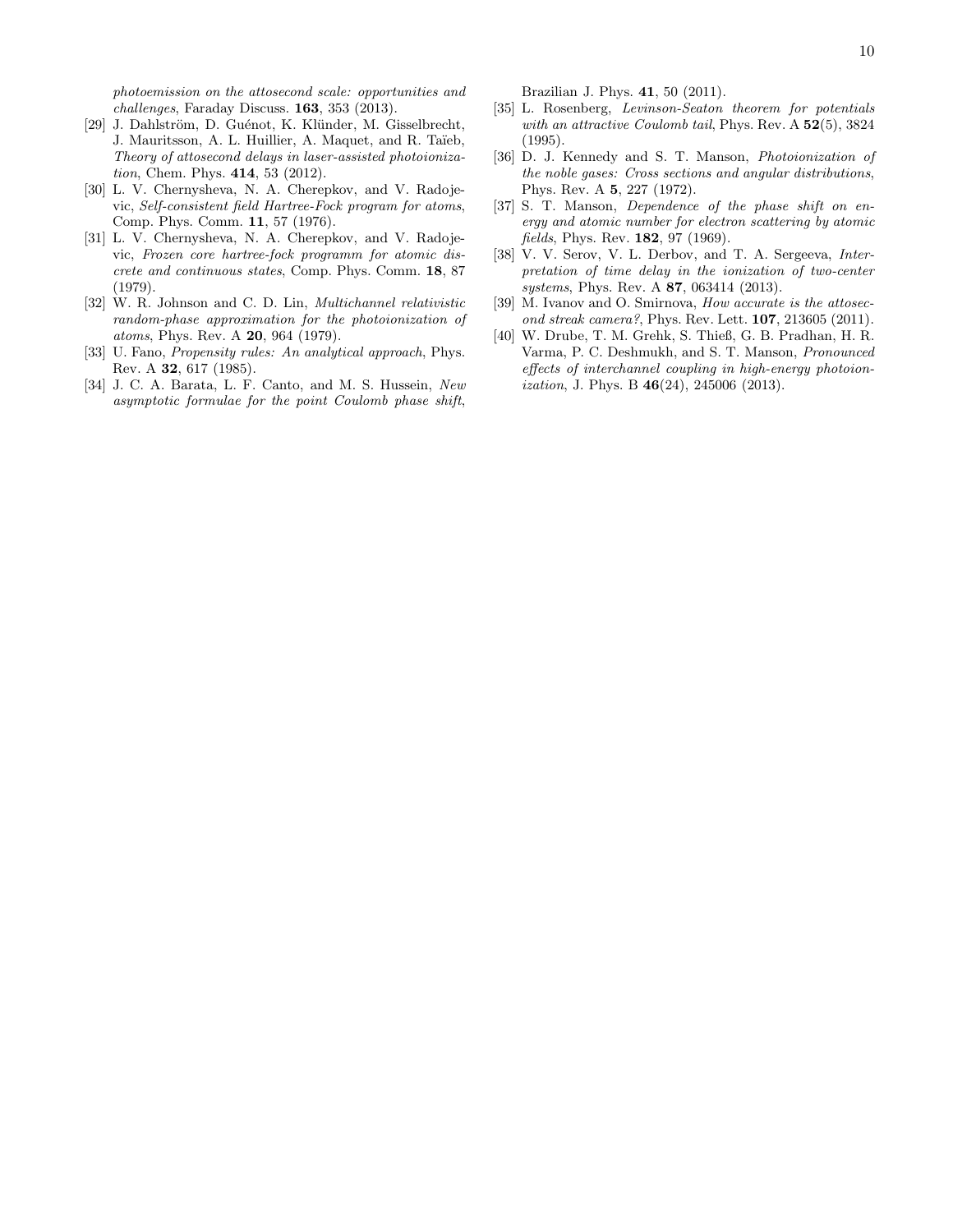*photoemission on the attosecond scale: opportunities and challenges*, Faraday Discuss. **163**, 353 (2013).

[29] J. Dahlström, D. Guénot, K. Klünder, M. Gisselbrecht, J. Mauritsson, A. L. Huillier, A. Maquet, and R. Taïeb, *Theory of attosecond delays in laser-assisted photoionization*, Chem. Phys. **414**, 53 (2012).

[30] L. V. Chernysheva, N. A. Cherepkov, and V. Radojevic, *Self-consistent field Hartree-Fock program for atoms*, Comp. Phys. Comm. **11**, 57 (1976).

[31] L. V. Chernysheva, N. A. Cherepkov, and V. Radojevic, *Frozen core hartree-fock programm for atomic discrete and continuous states*, Comp. Phys. Comm. **18**, 87 (1979).

[32] W. R. Johnson and C. D. Lin, *Multichannel relativistic random-phase approximation for the photoionization of atoms*, Phys. Rev. A **20**, 964 (1979).

[33] U. Fano, *Propensity rules: An analytical approach*, Phys. Rev. A **32**, 617 (1985).

[34] J. C. A. Barata, L. F. Canto, and M. S. Hussein, *New asymptotic formulae for the point Coulomb phase shift*, Brazilian J. Phys. **41**, 50 (2011).

[35] L. Rosenberg, *Levinson-Seaton theorem for potentials with an attractive Coulomb tail*, Phys. Rev. A **52**(5), 3824 (1995).

[36] D. J. Kennedy and S. T. Manson, *Photoionization of the noble gases: Cross sections and angular distributions*, Phys. Rev. A **5**, 227 (1972).

[37] S. T. Manson, *Dependence of the phase shift on energy and atomic number for electron scattering by atomic fields*, Phys. Rev. **182**, 97 (1969).

[38] V. V. Serov, V. L. Derbov, and T. A. Sergeeva, *Interpretation of time delay in the ionization of two-center systems*, Phys. Rev. A **87**, 063414 (2013).

[39] M. Ivanov and O. Smirnova, *How accurate is the attosecond streak camera?*, Phys. Rev. Lett. **107**, 213605 (2011).

[40] W. Drube, T. M. Grehk, S. Thieß, G. B. Pradhan, H. R. Varma, P. C. Deshmukh, and S. T. Manson, *Pronounced effects of interchannel coupling in high-energy photoionization*, J. Phys. B **46**(24), 245006 (2013).